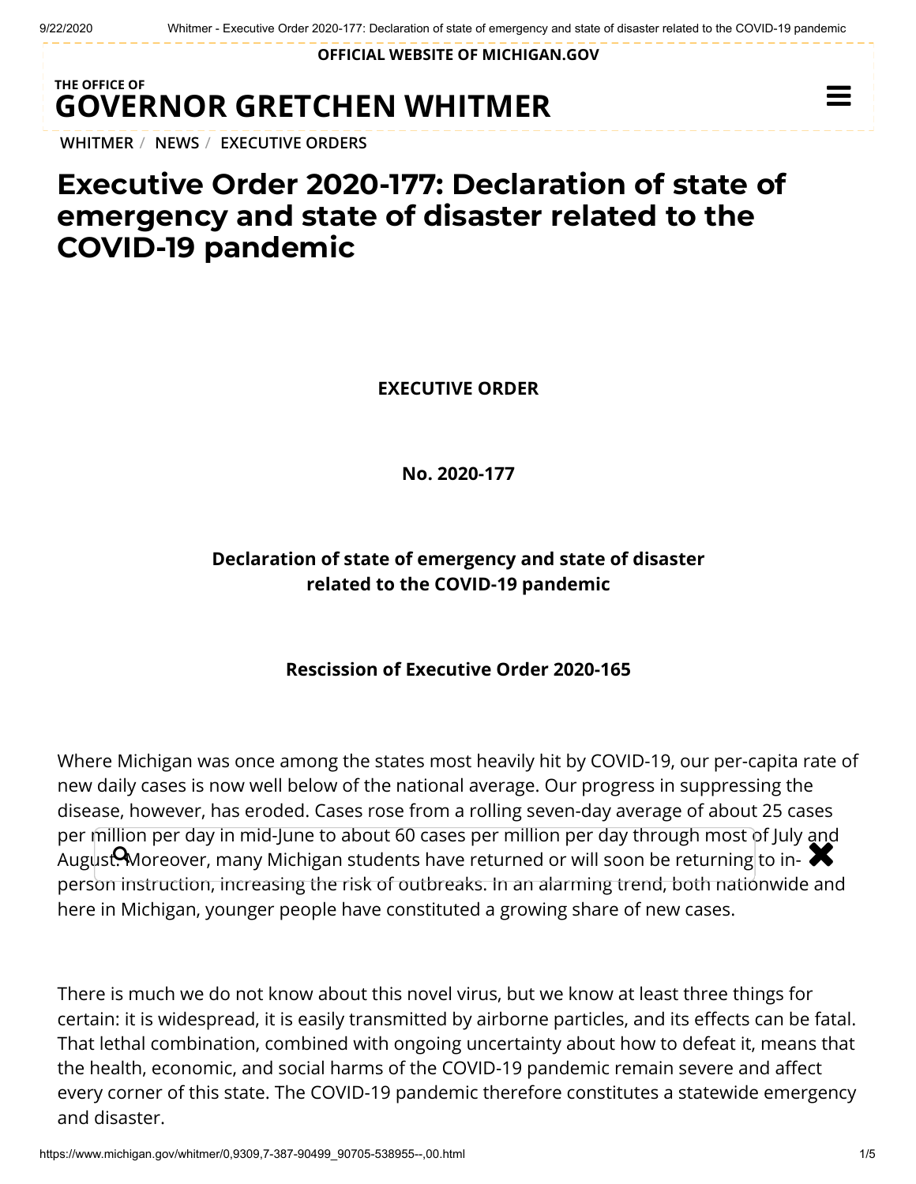OFFICIAL WEBSITE OF MICHIGAN.GOV

THE OFFICE OF
**GOVERNOR GRETCHEN WHITMER**

WHITMER / NEWS / EXECUTIVE ORDERS

# Executive Order 2020-177: Declaration of state of emergency and state of disaster related to the COVID-19 pandemic

**EXECUTIVE ORDER**

**No. 2020-177**

**Declaration of state of emergency and state of disaster related to the COVID-19 pandemic**

**Rescission of Executive Order 2020-165**

Where Michigan was once among the states most heavily hit by COVID-19, our per-capita rate of new daily cases is now well below of the national average. Our progress in suppressing the disease, however, has eroded. Cases rose from a rolling seven-day average of about 25 cases per million per day in mid-June to about 60 cases per million per day through most of July and August. Moreover, many Michigan students have returned or will soon be returning to in-person instruction, increasing the risk of outbreaks. In an alarming trend, both nationwide and here in Michigan, younger people have constituted a growing share of new cases.

There is much we do not know about this novel virus, but we know at least three things for certain: it is widespread, it is easily transmitted by airborne particles, and its effects can be fatal. That lethal combination, combined with ongoing uncertainty about how to defeat it, means that the health, economic, and social harms of the COVID-19 pandemic remain severe and affect every corner of this state. The COVID-19 pandemic therefore constitutes a statewide emergency and disaster.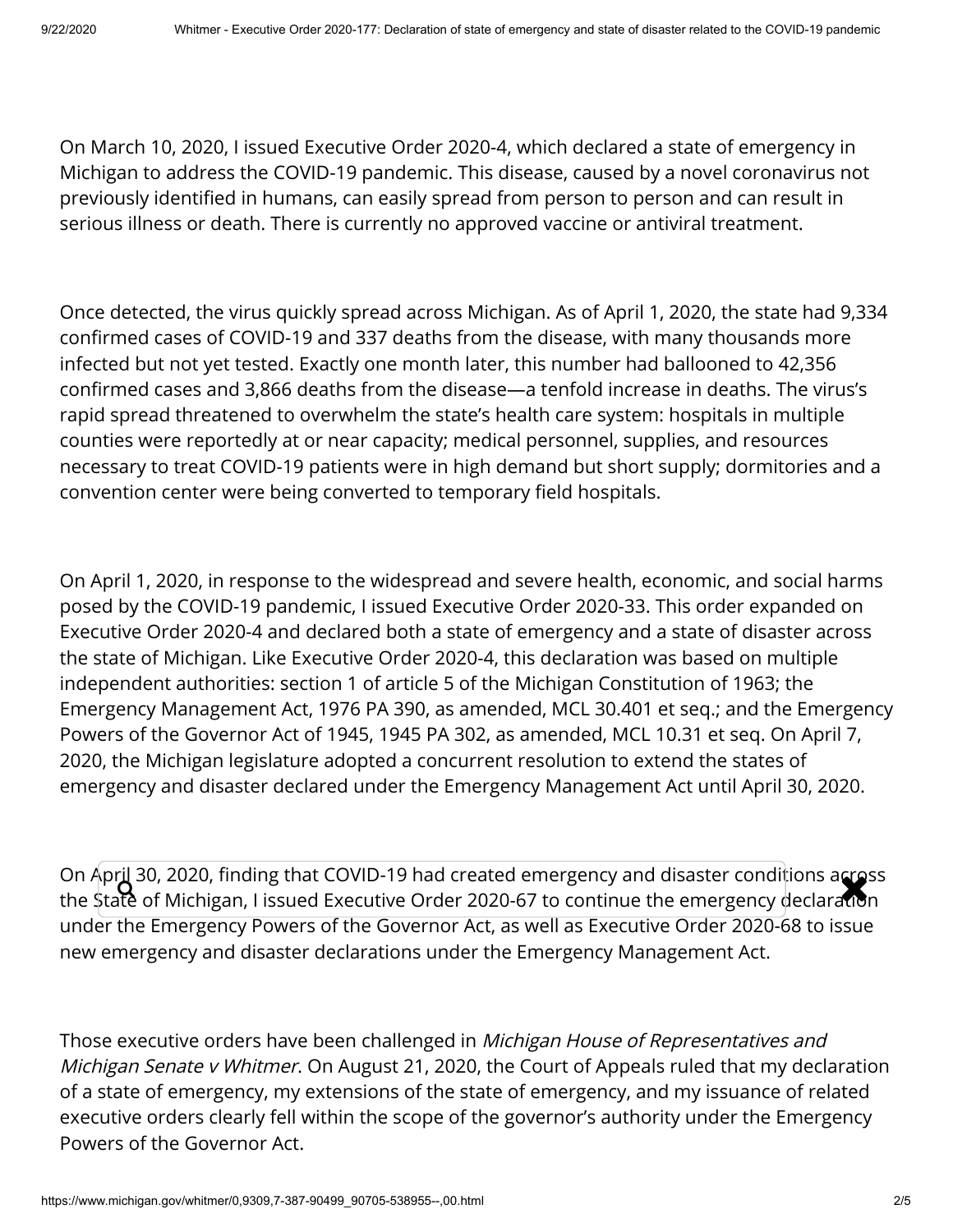On March 10, 2020, I issued Executive Order 2020-4, which declared a state of emergency in Michigan to address the COVID-19 pandemic. This disease, caused by a novel coronavirus not previously identified in humans, can easily spread from person to person and can result in serious illness or death. There is currently no approved vaccine or antiviral treatment.

Once detected, the virus quickly spread across Michigan. As of April 1, 2020, the state had 9,334 confirmed cases of COVID-19 and 337 deaths from the disease, with many thousands more infected but not yet tested. Exactly one month later, this number had ballooned to 42,356 confirmed cases and 3,866 deaths from the disease—a tenfold increase in deaths. The virus's rapid spread threatened to overwhelm the state's health care system: hospitals in multiple counties were reportedly at or near capacity; medical personnel, supplies, and resources necessary to treat COVID-19 patients were in high demand but short supply; dormitories and a convention center were being converted to temporary field hospitals.

On April 1, 2020, in response to the widespread and severe health, economic, and social harms posed by the COVID-19 pandemic, I issued Executive Order 2020-33. This order expanded on Executive Order 2020-4 and declared both a state of emergency and a state of disaster across the state of Michigan. Like Executive Order 2020-4, this declaration was based on multiple independent authorities: section 1 of article 5 of the Michigan Constitution of 1963; the Emergency Management Act, 1976 PA 390, as amended, MCL 30.401 et seq.; and the Emergency Powers of the Governor Act of 1945, 1945 PA 302, as amended, MCL 10.31 et seq. On April 7, 2020, the Michigan legislature adopted a concurrent resolution to extend the states of emergency and disaster declared under the Emergency Management Act until April 30, 2020.

On April 30, 2020, finding that COVID-19 had created emergency and disaster conditions across the State of Michigan, I issued Executive Order 2020-67 to continue the emergency declaration under the Emergency Powers of the Governor Act, as well as Executive Order 2020-68 to issue new emergency and disaster declarations under the Emergency Management Act.

Those executive orders have been challenged in *Michigan House of Representatives and Michigan Senate v Whitmer*. On August 21, 2020, the Court of Appeals ruled that my declaration of a state of emergency, my extensions of the state of emergency, and my issuance of related executive orders clearly fell within the scope of the governor's authority under the Emergency Powers of the Governor Act.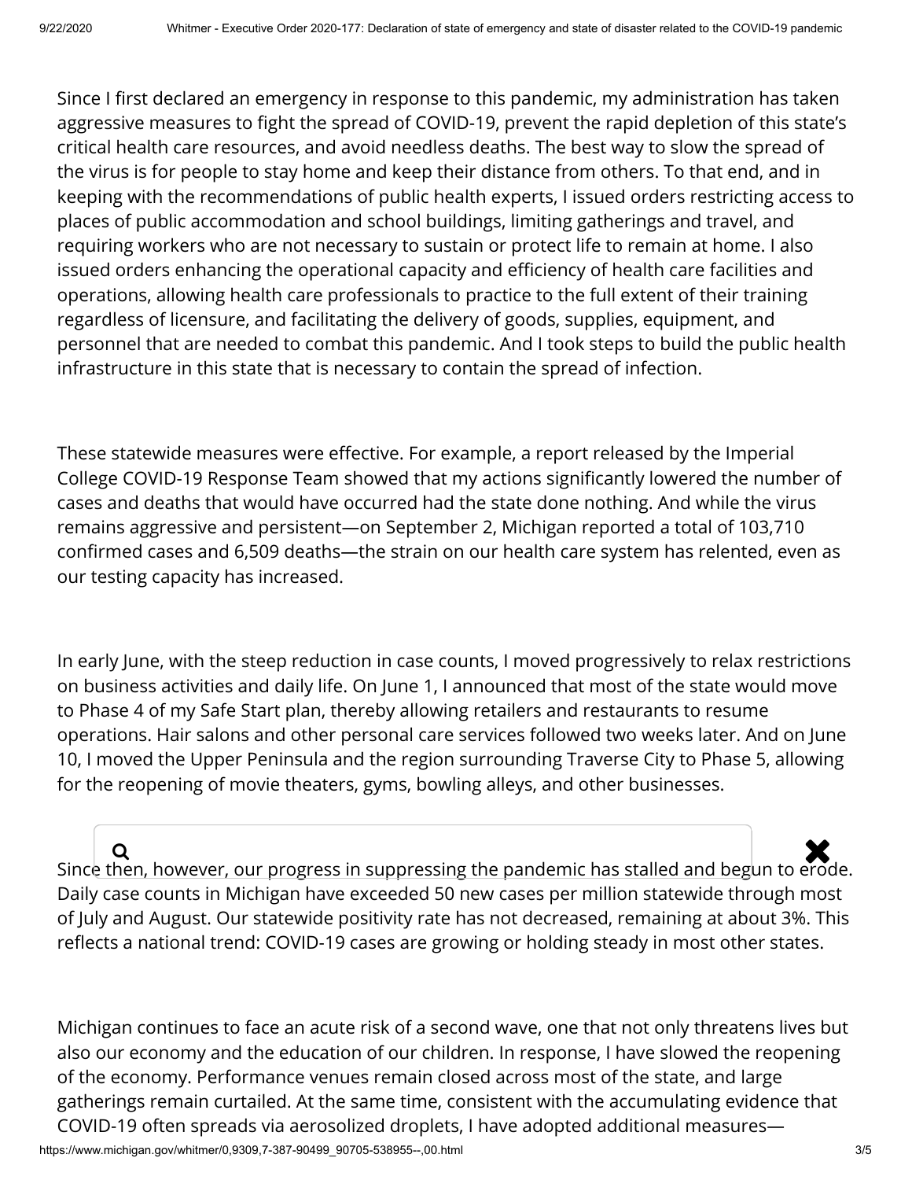Since I first declared an emergency in response to this pandemic, my administration has taken aggressive measures to fight the spread of COVID-19, prevent the rapid depletion of this state's critical health care resources, and avoid needless deaths. The best way to slow the spread of the virus is for people to stay home and keep their distance from others. To that end, and in keeping with the recommendations of public health experts, I issued orders restricting access to places of public accommodation and school buildings, limiting gatherings and travel, and requiring workers who are not necessary to sustain or protect life to remain at home. I also issued orders enhancing the operational capacity and efficiency of health care facilities and operations, allowing health care professionals to practice to the full extent of their training regardless of licensure, and facilitating the delivery of goods, supplies, equipment, and personnel that are needed to combat this pandemic. And I took steps to build the public health infrastructure in this state that is necessary to contain the spread of infection.

These statewide measures were effective. For example, a report released by the Imperial College COVID-19 Response Team showed that my actions significantly lowered the number of cases and deaths that would have occurred had the state done nothing. And while the virus remains aggressive and persistent—on September 2, Michigan reported a total of 103,710 confirmed cases and 6,509 deaths—the strain on our health care system has relented, even as our testing capacity has increased.

In early June, with the steep reduction in case counts, I moved progressively to relax restrictions on business activities and daily life. On June 1, I announced that most of the state would move to Phase 4 of my Safe Start plan, thereby allowing retailers and restaurants to resume operations. Hair salons and other personal care services followed two weeks later. And on June 10, I moved the Upper Peninsula and the region surrounding Traverse City to Phase 5, allowing for the reopening of movie theaters, gyms, bowling alleys, and other businesses.

Since then, however, our progress in suppressing the pandemic has stalled and begun to erode. Daily case counts in Michigan have exceeded 50 new cases per million statewide through most of July and August. Our statewide positivity rate has not decreased, remaining at about 3%. This reflects a national trend: COVID-19 cases are growing or holding steady in most other states.

Michigan continues to face an acute risk of a second wave, one that not only threatens lives but also our economy and the education of our children. In response, I have slowed the reopening of the economy. Performance venues remain closed across most of the state, and large gatherings remain curtailed. At the same time, consistent with the accumulating evidence that COVID-19 often spreads via aerosolized droplets, I have adopted additional measures—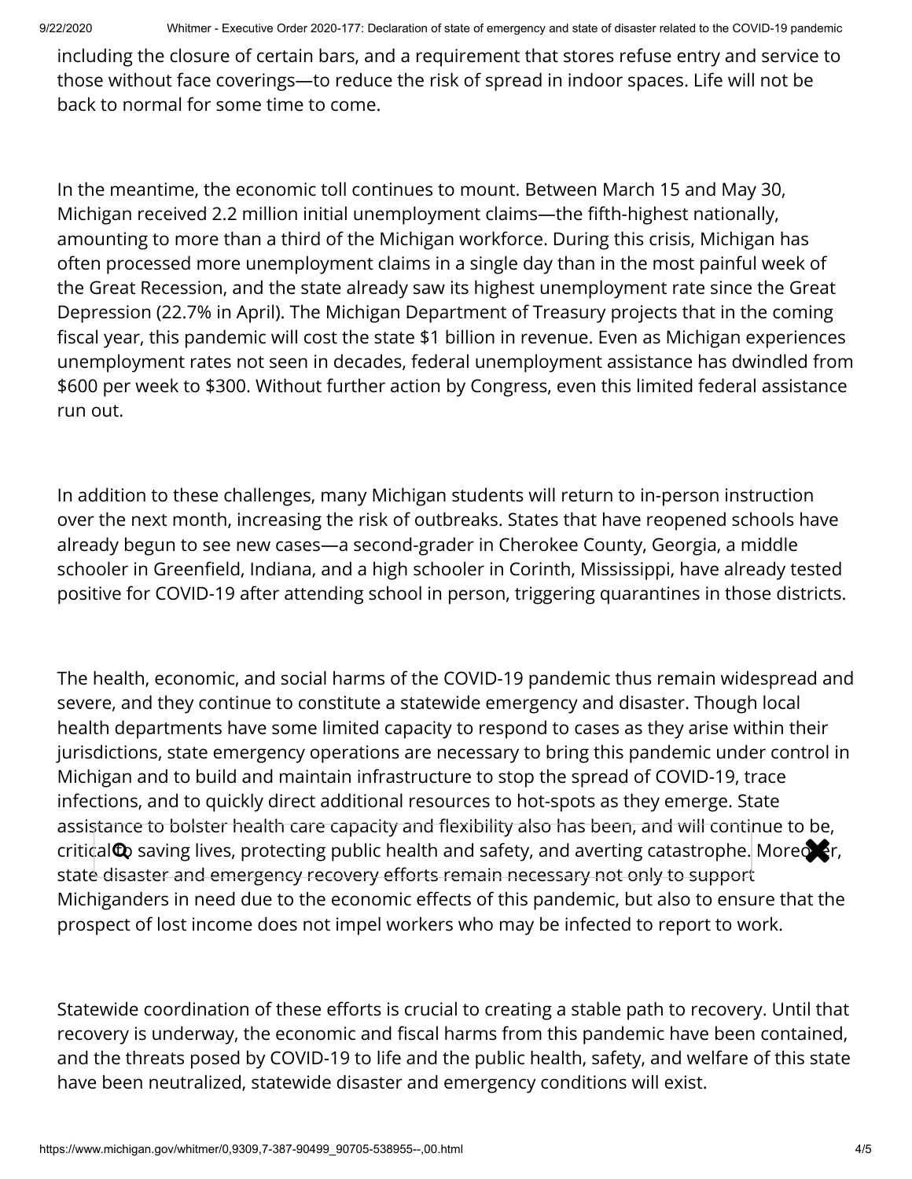including the closure of certain bars, and a requirement that stores refuse entry and service to those without face coverings—to reduce the risk of spread in indoor spaces. Life will not be back to normal for some time to come.

In the meantime, the economic toll continues to mount. Between March 15 and May 30, Michigan received 2.2 million initial unemployment claims—the fifth-highest nationally, amounting to more than a third of the Michigan workforce. During this crisis, Michigan has often processed more unemployment claims in a single day than in the most painful week of the Great Recession, and the state already saw its highest unemployment rate since the Great Depression (22.7% in April). The Michigan Department of Treasury projects that in the coming fiscal year, this pandemic will cost the state $1 billion in revenue. Even as Michigan experiences unemployment rates not seen in decades, federal unemployment assistance has dwindled from $600 per week to $300. Without further action by Congress, even this limited federal assistance run out.

In addition to these challenges, many Michigan students will return to in-person instruction over the next month, increasing the risk of outbreaks. States that have reopened schools have already begun to see new cases—a second-grader in Cherokee County, Georgia, a middle schooler in Greenfield, Indiana, and a high schooler in Corinth, Mississippi, have already tested positive for COVID-19 after attending school in person, triggering quarantines in those districts.

The health, economic, and social harms of the COVID-19 pandemic thus remain widespread and severe, and they continue to constitute a statewide emergency and disaster. Though local health departments have some limited capacity to respond to cases as they arise within their jurisdictions, state emergency operations are necessary to bring this pandemic under control in Michigan and to build and maintain infrastructure to stop the spread of COVID-19, trace infections, and to quickly direct additional resources to hot-spots as they emerge. State assistance to bolster health care capacity and flexibility also has been, and will continue to be, critical to saving lives, protecting public health and safety, and averting catastrophe. Moreover, state disaster and emergency recovery efforts remain necessary not only to support Michiganders in need due to the economic effects of this pandemic, but also to ensure that the prospect of lost income does not impel workers who may be infected to report to work.

Statewide coordination of these efforts is crucial to creating a stable path to recovery. Until that recovery is underway, the economic and fiscal harms from this pandemic have been contained, and the threats posed by COVID-19 to life and the public health, safety, and welfare of this state have been neutralized, statewide disaster and emergency conditions will exist.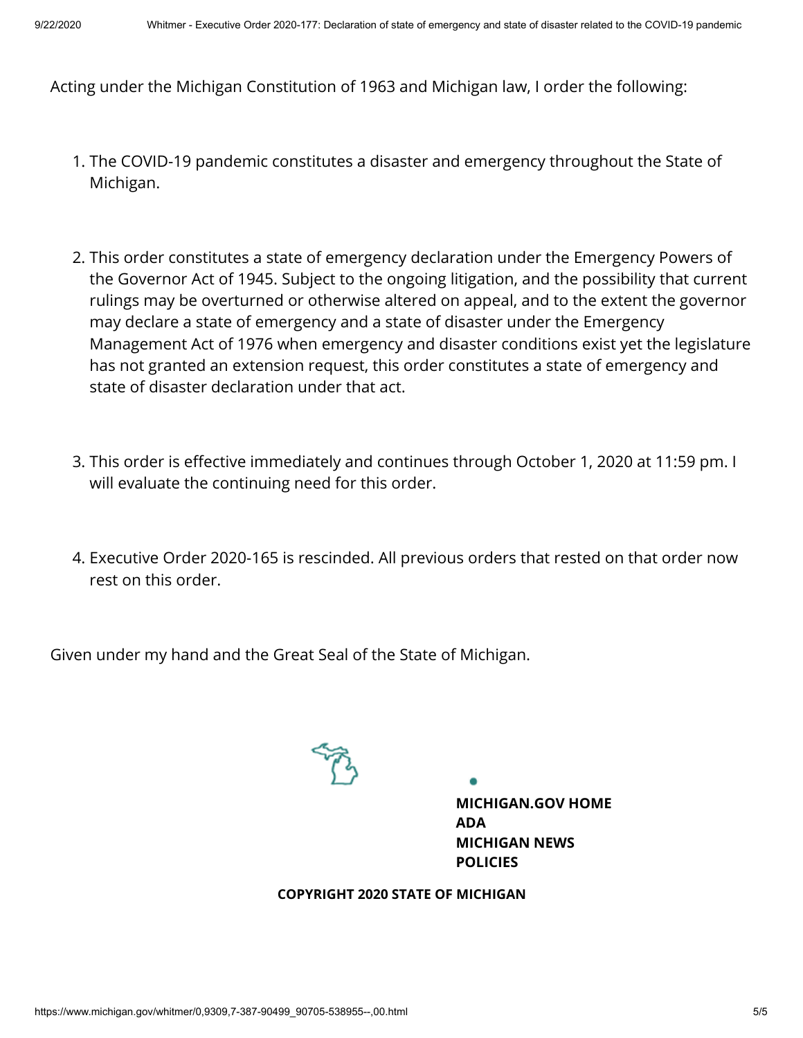Acting under the Michigan Constitution of 1963 and Michigan law, I order the following:

1. The COVID-19 pandemic constitutes a disaster and emergency throughout the State of Michigan.

2. This order constitutes a state of emergency declaration under the Emergency Powers of the Governor Act of 1945. Subject to the ongoing litigation, and the possibility that current rulings may be overturned or otherwise altered on appeal, and to the extent the governor may declare a state of emergency and a state of disaster under the Emergency Management Act of 1976 when emergency and disaster conditions exist yet the legislature has not granted an extension request, this order constitutes a state of emergency and state of disaster declaration under that act.

3. This order is effective immediately and continues through October 1, 2020 at 11:59 pm. I will evaluate the continuing need for this order.

4. Executive Order 2020-165 is rescinded. All previous orders that rested on that order now rest on this order.

Given under my hand and the Great Seal of the State of Michigan.

**MICHIGAN.GOV HOME**
**ADA**
**MICHIGAN NEWS**
**POLICIES**

**COPYRIGHT 2020 STATE OF MICHIGAN**